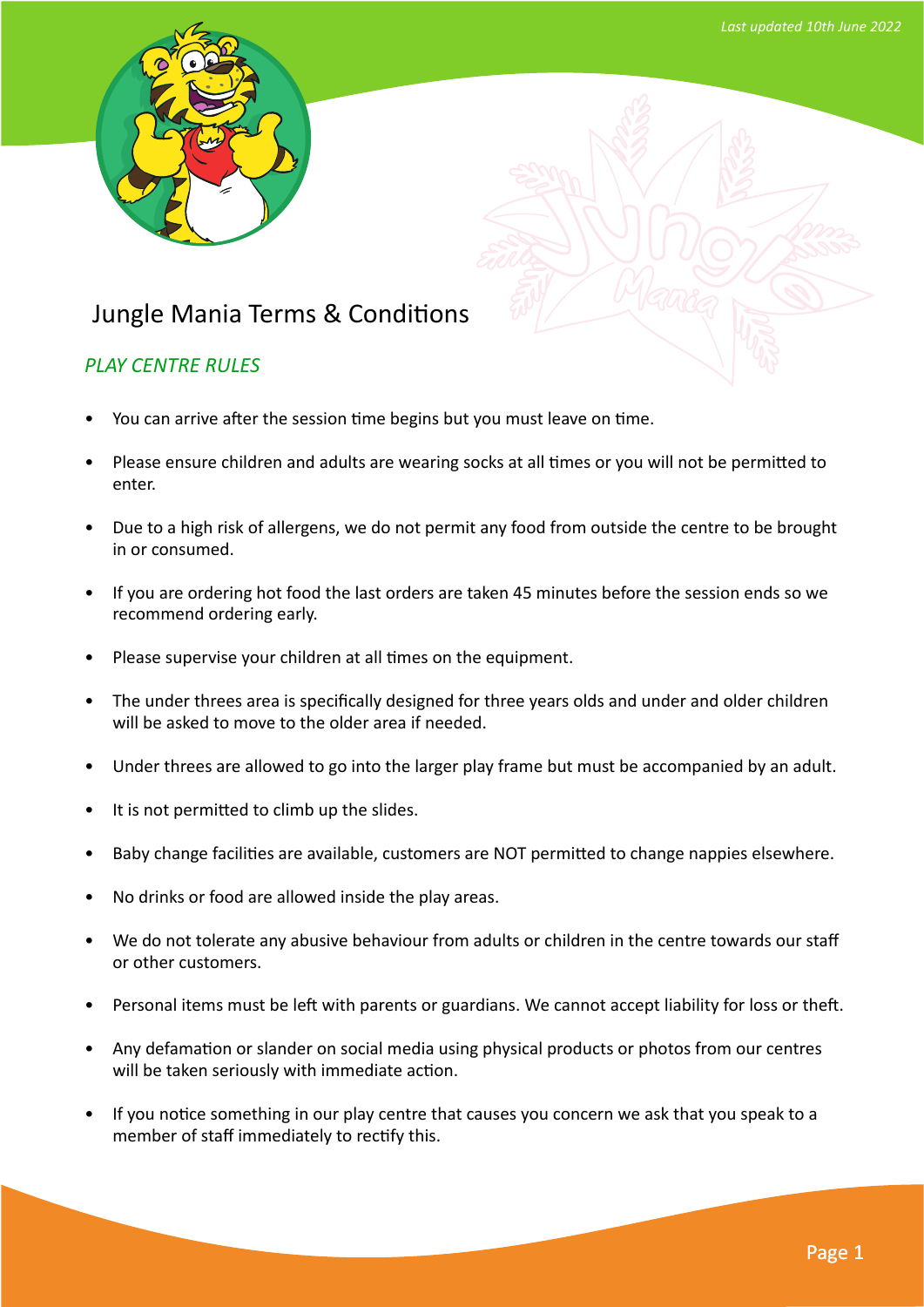Last updated 10th June 2022

# Jungle Mania Terms & Conditions

## *PLAY CENTRE RULES*

- You can arrive after the session time begins but you must leave on time.
- Please ensure children and adults are wearing socks at all times or you will not be permitted to enter.
- Due to a high risk of allergens, we do not permit any food from outside the centre to be brought in or consumed.
- If you are ordering hot food the last orders are taken 45 minutes before the session ends so we recommend ordering early.
- Please supervise your children at all times on the equipment.
- The under threes area is specifically designed for three years olds and under and older children will be asked to move to the older area if needed.
- Under threes are allowed to go into the larger play frame but must be accompanied by an adult.
- It is not permitted to climb up the slides.
- Baby change facilities are available, customers are NOT permitted to change nappies elsewhere.
- No drinks or food are allowed inside the play areas.
- We do not tolerate any abusive behaviour from adults or children in the centre towards our staff or other customers.
- Personal items must be left with parents or guardians. We cannot accept liability for loss or theft.
- Any defamation or slander on social media using physical products or photos from our centres will be taken seriously with immediate action.
- If you notice something in our play centre that causes you concern we ask that you speak to a member of staff immediately to rectify this.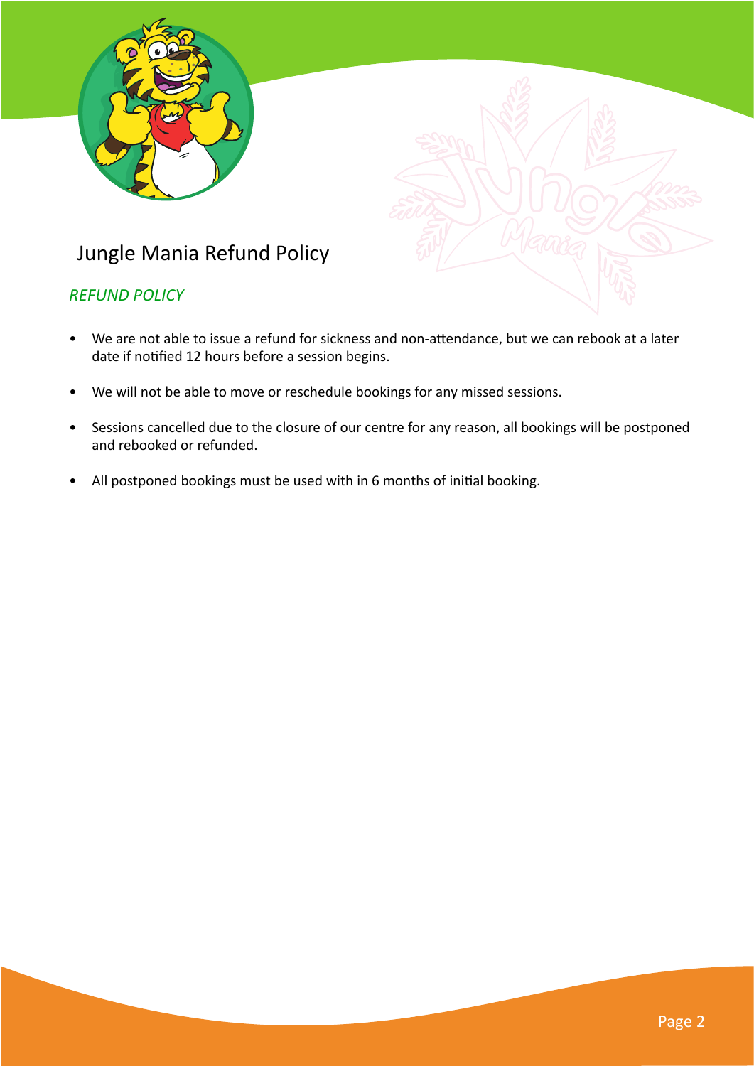# Jungle Mania Refund Policy

## *REFUND POLICY*

- We are not able to issue a refund for sickness and non-attendance, but we can rebook at a later date if notified 12 hours before a session begins.
- We will not be able to move or reschedule bookings for any missed sessions.
- Sessions cancelled due to the closure of our centre for any reason, all bookings will be postponed and rebooked or refunded.
- All postponed bookings must be used with in 6 months of initial booking.